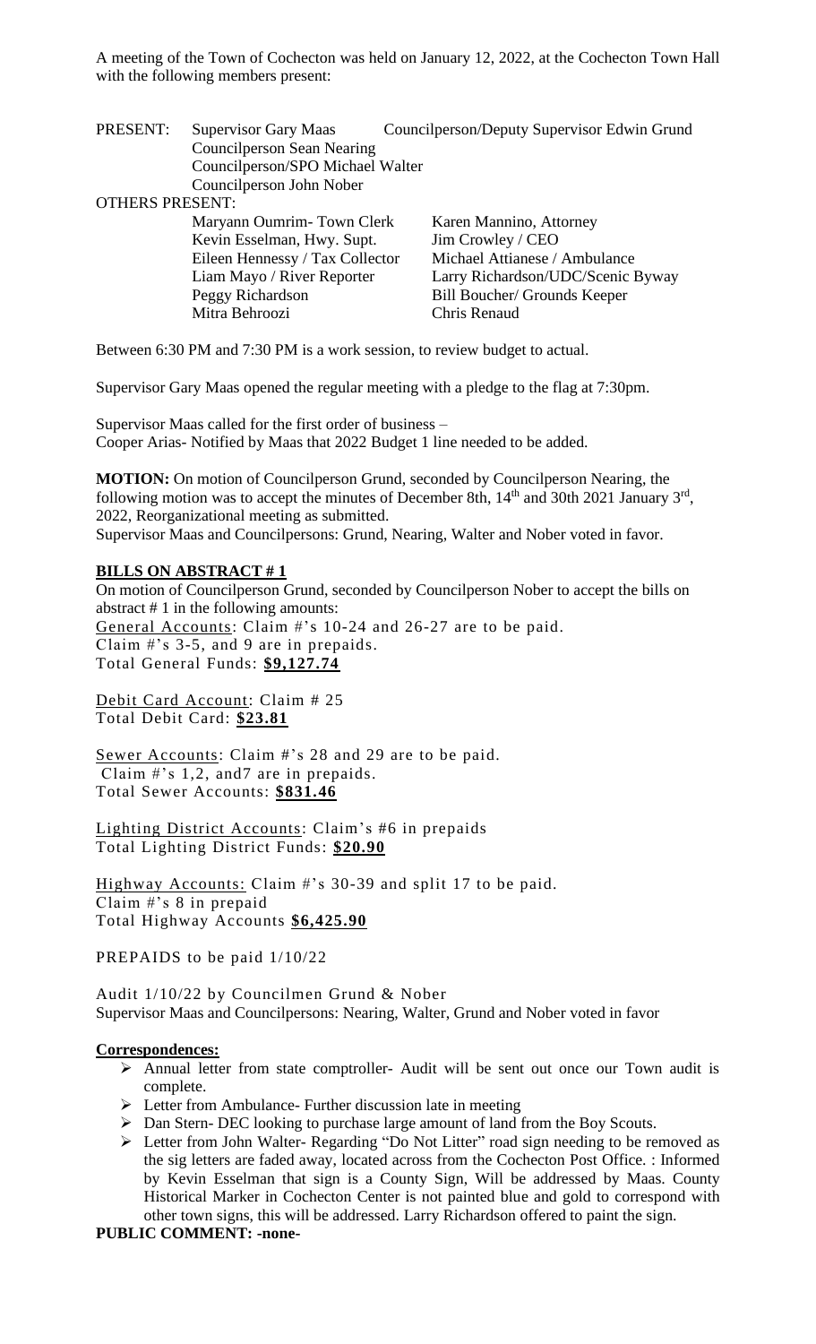A meeting of the Town of Cochecton was held on January 12, 2022, at the Cochecton Town Hall with the following members present:

PRESENT: Supervisor Gary Maas, Councilperson/Deputy Supervisor Edwin Grund, Councilperson Sean Nearing, Councilperson/SPO Michael Walter, Councilperson John Nober

OTHERS PRESENT:

| | |
|---|---|
| Maryann Oumrim- Town Clerk | Karen Mannino, Attorney |
| Kevin Esselman, Hwy. Supt. | Jim Crowley / CEO |
| Eileen Hennessy / Tax Collector | Michael Attianese / Ambulance |
| Liam Mayo / River Reporter | Larry Richardson/UDC/Scenic Byway |
| Peggy Richardson | Bill Boucher/ Grounds Keeper |
| Mitra Behroozi | Chris Renaud |

Between 6:30 PM and 7:30 PM is a work session, to review budget to actual.

Supervisor Gary Maas opened the regular meeting with a pledge to the flag at 7:30pm.

Supervisor Maas called for the first order of business –
Cooper Arias- Notified by Maas that 2022 Budget 1 line needed to be added.

**MOTION:** On motion of Councilperson Grund, seconded by Councilperson Nearing, the following motion was to accept the minutes of December 8th, 14th and 30th 2021 January 3rd, 2022, Reorganizational meeting as submitted.
Supervisor Maas and Councilpersons: Grund, Nearing, Walter and Nober voted in favor.

**BILLS ON ABSTRACT # 1**

On motion of Councilperson Grund, seconded by Councilperson Nober to accept the bills on abstract # 1 in the following amounts:
General Accounts: Claim #'s 10-24 and 26-27 are to be paid.
Claim #'s 3-5, and 9 are in prepaids.
Total General Funds: **$9,127.74**

Debit Card Account: Claim # 25
Total Debit Card: **$23.81**

Sewer Accounts: Claim #'s 28 and 29 are to be paid.
Claim #'s 1,2, and7 are in prepaids.
Total Sewer Accounts: **$831.46**

Lighting District Accounts: Claim's #6 in prepaids
Total Lighting District Funds: **$20.90**

Highway Accounts: Claim #'s 30-39 and split 17 to be paid.
Claim #'s 8 in prepaid
Total Highway Accounts **$6,425.90**

PREPAIDS to be paid 1/10/22

Audit 1/10/22 by Councilmen Grund & Nober
Supervisor Maas and Councilpersons: Nearing, Walter, Grund and Nober voted in favor

**Correspondences:**

- Annual letter from state comptroller- Audit will be sent out once our Town audit is complete.
- Letter from Ambulance- Further discussion late in meeting
- Dan Stern- DEC looking to purchase large amount of land from the Boy Scouts.
- Letter from John Walter- Regarding "Do Not Litter" road sign needing to be removed as the sig letters are faded away, located across from the Cochecton Post Office. : Informed by Kevin Esselman that sign is a County Sign, Will be addressed by Maas. County Historical Marker in Cochecton Center is not painted blue and gold to correspond with other town signs, this will be addressed. Larry Richardson offered to paint the sign.

**PUBLIC COMMENT: -none-**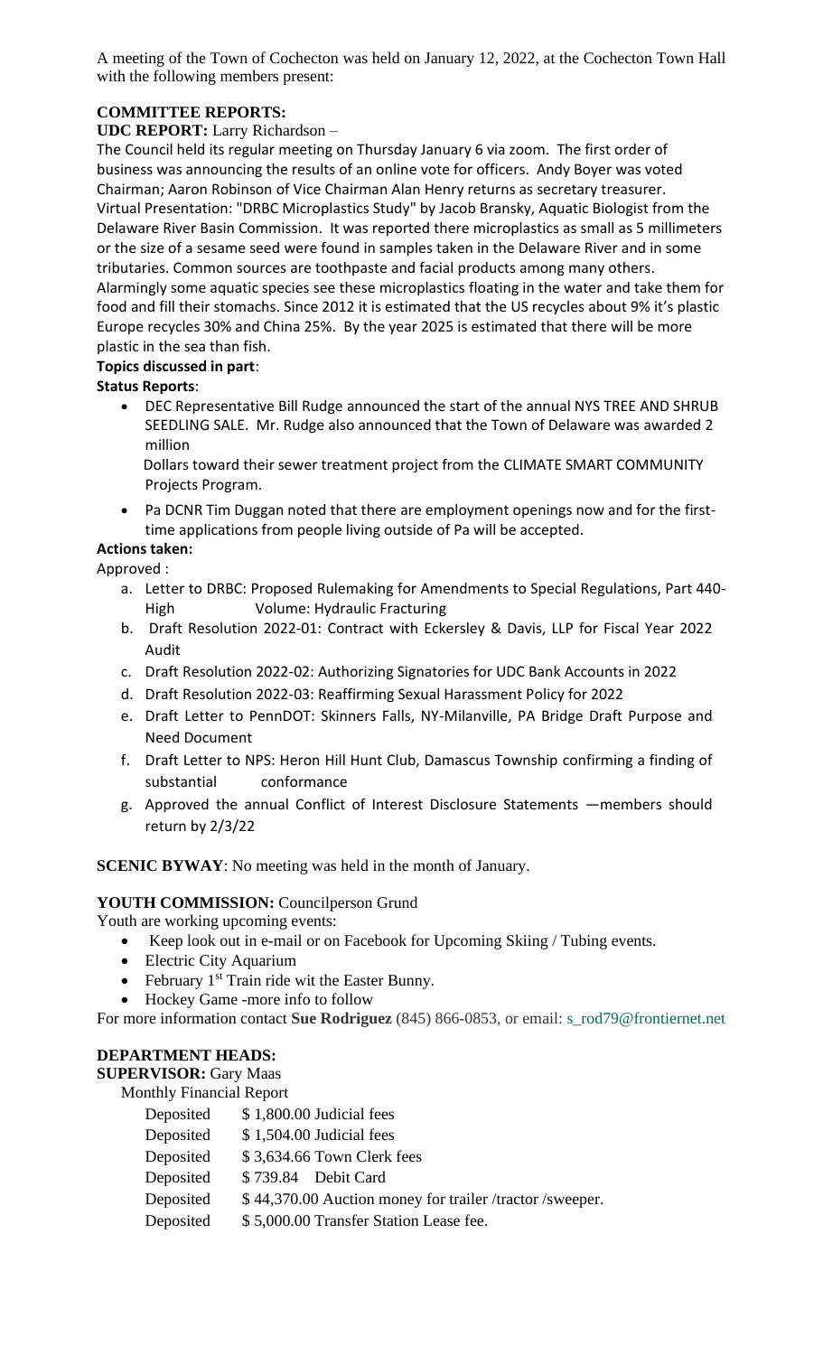A meeting of the Town of Cochecton was held on January 12, 2022, at the Cochecton Town Hall with the following members present:

**COMMITTEE REPORTS:**

**UDC REPORT:** Larry Richardson –

The Council held its regular meeting on Thursday January 6 via zoom. The first order of business was announcing the results of an online vote for officers. Andy Boyer was voted Chairman; Aaron Robinson of Vice Chairman Alan Henry returns as secretary treasurer.
Virtual Presentation: "DRBC Microplastics Study" by Jacob Bransky, Aquatic Biologist from the Delaware River Basin Commission. It was reported there microplastics as small as 5 millimeters or the size of a sesame seed were found in samples taken in the Delaware River and in some tributaries. Common sources are toothpaste and facial products among many others. Alarmingly some aquatic species see these microplastics floating in the water and take them for food and fill their stomachs. Since 2012 it is estimated that the US recycles about 9% it's plastic Europe recycles 30% and China 25%. By the year 2025 is estimated that there will be more plastic in the sea than fish.

**Topics discussed in part**:

**Status Reports**:

- DEC Representative Bill Rudge announced the start of the annual NYS TREE AND SHRUB SEEDLING SALE. Mr. Rudge also announced that the Town of Delaware was awarded 2 million
  Dollars toward their sewer treatment project from the CLIMATE SMART COMMUNITY Projects Program.
- Pa DCNR Tim Duggan noted that there are employment openings now and for the first-time applications from people living outside of Pa will be accepted.

**Actions taken:**

Approved :

a. Letter to DRBC: Proposed Rulemaking for Amendments to Special Regulations, Part 440-High Volume: Hydraulic Fracturing
b. Draft Resolution 2022-01: Contract with Eckersley & Davis, LLP for Fiscal Year 2022 Audit
c. Draft Resolution 2022-02: Authorizing Signatories for UDC Bank Accounts in 2022
d. Draft Resolution 2022-03: Reaffirming Sexual Harassment Policy for 2022
e. Draft Letter to PennDOT: Skinners Falls, NY-Milanville, PA Bridge Draft Purpose and Need Document
f. Draft Letter to NPS: Heron Hill Hunt Club, Damascus Township confirming a finding of substantial conformance
g. Approved the annual Conflict of Interest Disclosure Statements —members should return by 2/3/22

**SCENIC BYWAY**: No meeting was held in the month of January.

**YOUTH COMMISSION:** Councilperson Grund

Youth are working upcoming events:

- Keep look out in e-mail or on Facebook for Upcoming Skiing / Tubing events.
- Electric City Aquarium
- February 1st Train ride wit the Easter Bunny.
- Hockey Game -more info to follow

For more information contact **Sue Rodriguez** (845) 866-0853, or email: s_rod79@frontiernet.net

**DEPARTMENT HEADS:**

**SUPERVISOR:** Gary Maas

Monthly Financial Report

| | |
|---|---|
| Deposited | $ 1,800.00 Judicial fees |
| Deposited | $ 1,504.00 Judicial fees |
| Deposited | $ 3,634.66 Town Clerk fees |
| Deposited | $ 739.84 Debit Card |
| Deposited | $ 44,370.00 Auction money for trailer /tractor /sweeper. |
| Deposited | $ 5,000.00 Transfer Station Lease fee. |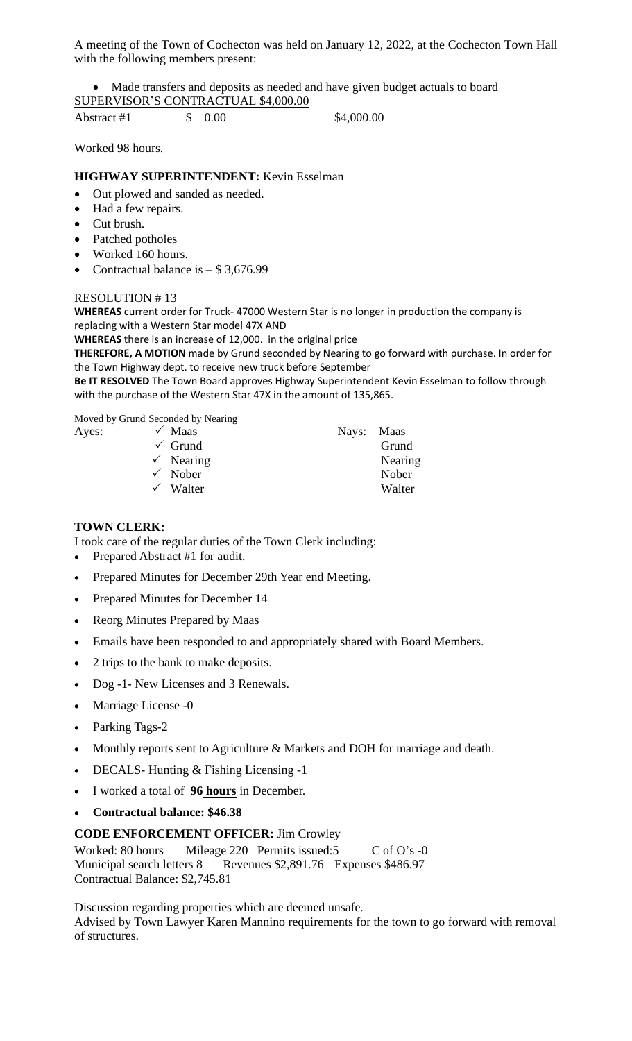A meeting of the Town of Cochecton was held on January 12, 2022, at the Cochecton Town Hall with the following members present:

- Made transfers and deposits as needed and have given budget actuals to board

SUPERVISOR'S CONTRACTUAL $4,000.00

| Abstract #1 | $ 0.00 | $4,000.00 |
|---|---|---|

Worked 98 hours.

**HIGHWAY SUPERINTENDENT:** Kevin Esselman

- Out plowed and sanded as needed.
- Had a few repairs.
- Cut brush.
- Patched potholes
- Worked 160 hours.
- Contractual balance is – $ 3,676.99

RESOLUTION # 13

**WHEREAS** current order for Truck- 47000 Western Star is no longer in production the company is replacing with a Western Star model 47X AND

**WHEREAS** there is an increase of 12,000. in the original price

**THEREFORE, A MOTION** made by Grund seconded by Nearing to go forward with purchase. In order for the Town Highway dept. to receive new truck before September

**Be IT RESOLVED** The Town Board approves Highway Superintendent Kevin Esselman to follow through with the purchase of the Western Star 47X in the amount of 135,865.

Moved by Grund Seconded by Nearing

| Ayes: | | Nays: |
|---|---|---|
| | ✓ Maas | Maas |
| | ✓ Grund | Grund |
| | ✓ Nearing | Nearing |
| | ✓ Nober | Nober |
| | ✓ Walter | Walter |

**TOWN CLERK:**

I took care of the regular duties of the Town Clerk including:

- Prepared Abstract #1 for audit.
- Prepared Minutes for December 29th Year end Meeting.
- Prepared Minutes for December 14
- Reorg Minutes Prepared by Maas
- Emails have been responded to and appropriately shared with Board Members.
- 2 trips to the bank to make deposits.
- Dog -1- New Licenses and 3 Renewals.
- Marriage License -0
- Parking Tags-2
- Monthly reports sent to Agriculture & Markets and DOH for marriage and death.
- DECALS- Hunting & Fishing Licensing -1
- I worked a total of **96 hours** in December.
- **Contractual balance: $46.38**

**CODE ENFORCEMENT OFFICER:** Jim Crowley

Worked: 80 hours Mileage 220 Permits issued:5 C of O's -0
Municipal search letters 8 Revenues $2,891.76 Expenses $486.97
Contractual Balance: $2,745.81

Discussion regarding properties which are deemed unsafe.
Advised by Town Lawyer Karen Mannino requirements for the town to go forward with removal of structures.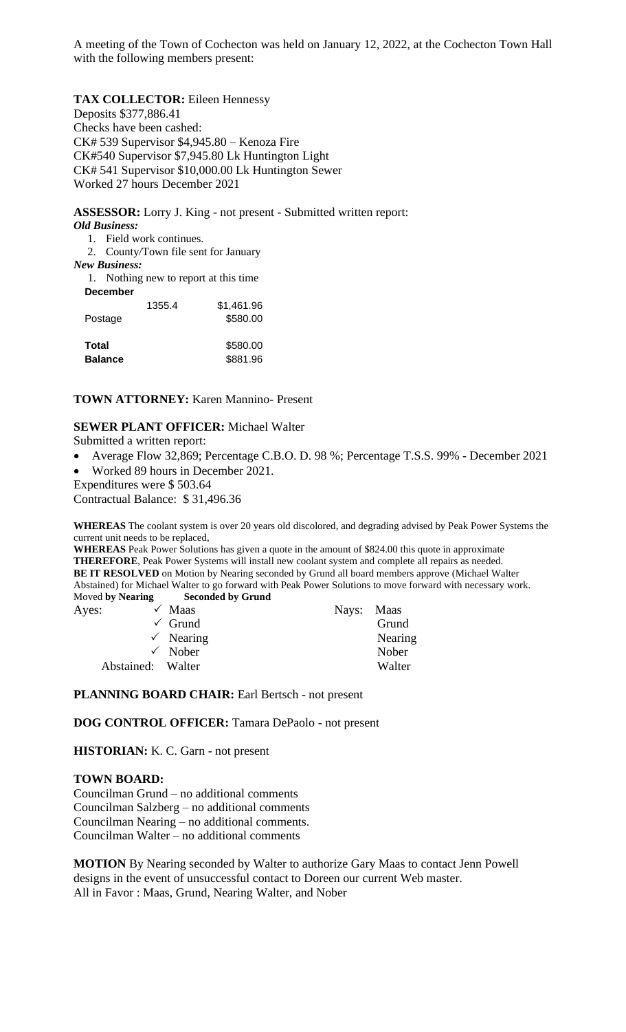A meeting of the Town of Cochecton was held on January 12, 2022, at the Cochecton Town Hall with the following members present:

**TAX COLLECTOR:** Eileen Hennessy
Deposits $377,886.41
Checks have been cashed:
CK# 539 Supervisor $4,945.80 – Kenoza Fire
CK#540 Supervisor $7,945.80 Lk Huntington Light
CK# 541 Supervisor $10,000.00 Lk Huntington Sewer
Worked 27 hours December 2021

**ASSESSOR:** Lorry J. King - not present - Submitted written report:

***Old Business:***

1. Field work continues.
2. County/Town file sent for January

***New Business:***

1. Nothing new to report at this time

| **December** | | |
|---|---|---|
| | 1355.4 | $1,461.96 |
| Postage | | $580.00 |
| **Total** | | $580.00 |
| **Balance** | | $881.96 |

**TOWN ATTORNEY:** Karen Mannino- Present

**SEWER PLANT OFFICER:** Michael Walter

Submitted a written report:

- Average Flow 32,869; Percentage C.B.O. D. 98 %; Percentage T.S.S. 99% - December 2021
- Worked 89 hours in December 2021.

Expenditures were $ 503.64
Contractual Balance: $ 31,496.36

**WHEREAS** The coolant system is over 20 years old discolored, and degrading advised by Peak Power Systems the current unit needs to be replaced,
**WHEREAS** Peak Power Solutions has given a quote in the amount of $824.00 this quote in approximate
**THEREFORE**, Peak Power Systems will install new coolant system and complete all repairs as needed.
**BE IT RESOLVED** on Motion by Nearing seconded by Grund all board members approve (Michael Walter Abstained) for Michael Walter to go forward with Peak Power Solutions to move forward with necessary work.
Moved **by Nearing** **Seconded by Grund**

| Ayes: | | Nays: |
|---|---|---|
| | ✓ Maas | Maas |
| | ✓ Grund | Grund |
| | ✓ Nearing | Nearing |
| | ✓ Nober | Nober |
| Abstained: | Walter | Walter |

**PLANNING BOARD CHAIR:** Earl Bertsch - not present

**DOG CONTROL OFFICER:** Tamara DePaolo - not present

**HISTORIAN:** K. C. Garn - not present

**TOWN BOARD:**
Councilman Grund – no additional comments
Councilman Salzberg – no additional comments
Councilman Nearing – no additional comments.
Councilman Walter – no additional comments

**MOTION** By Nearing seconded by Walter to authorize Gary Maas to contact Jenn Powell designs in the event of unsuccessful contact to Doreen our current Web master.
All in Favor : Maas, Grund, Nearing Walter, and Nober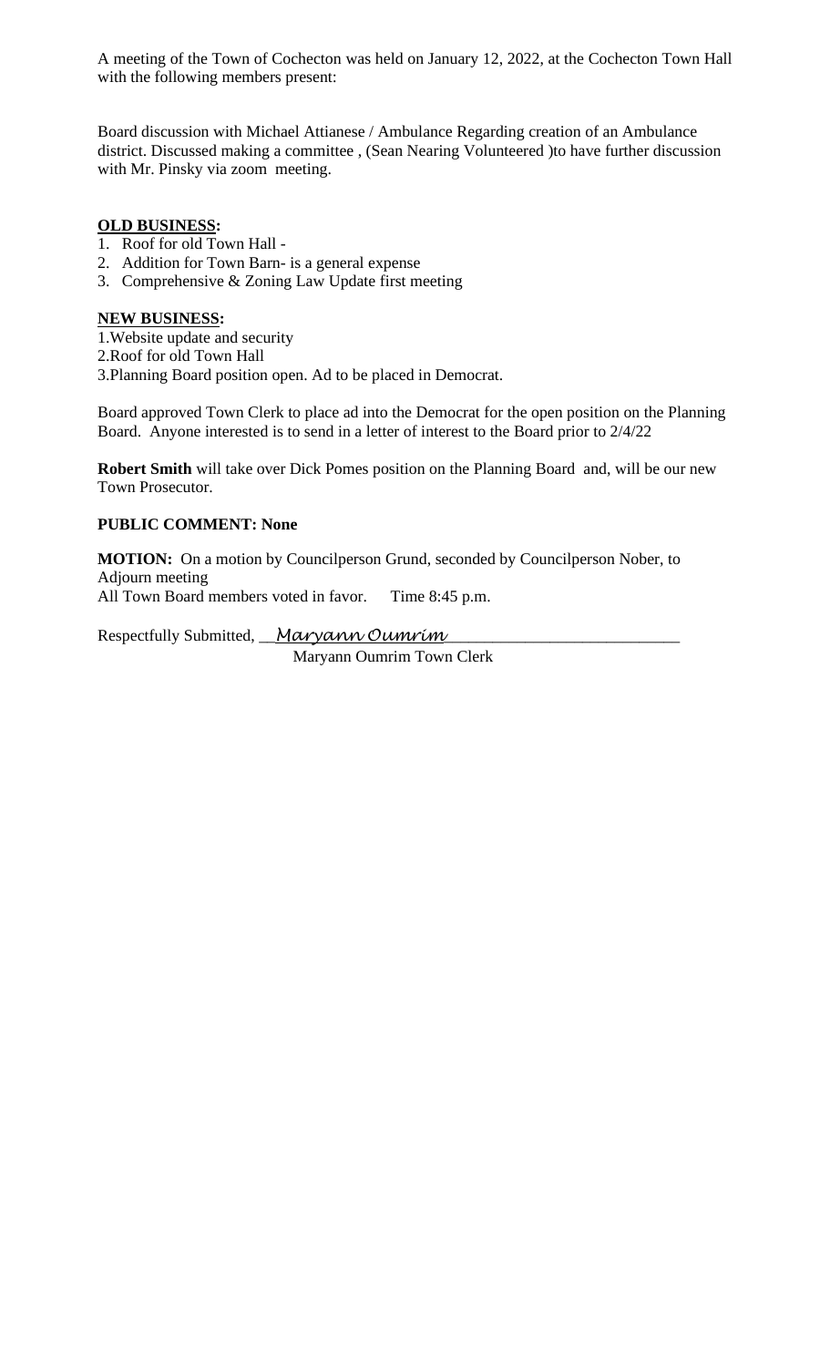A meeting of the Town of Cochecton was held on January 12, 2022, at the Cochecton Town Hall with the following members present:

Board discussion with Michael Attianese / Ambulance Regarding creation of an Ambulance district. Discussed making a committee , (Sean Nearing Volunteered )to have further discussion with Mr. Pinsky via zoom meeting.

**OLD BUSINESS:**

1. Roof for old Town Hall -
2. Addition for Town Barn- is a general expense
3. Comprehensive & Zoning Law Update first meeting

**NEW BUSINESS:**

1.Website update and security
2.Roof for old Town Hall
3.Planning Board position open. Ad to be placed in Democrat.

Board approved Town Clerk to place ad into the Democrat for the open position on the Planning Board. Anyone interested is to send in a letter of interest to the Board prior to 2/4/22

**Robert Smith** will take over Dick Pomes position on the Planning Board and, will be our new Town Prosecutor.

**PUBLIC COMMENT: None**

**MOTION:** On a motion by Councilperson Grund, seconded by Councilperson Nober, to Adjourn meeting
All Town Board members voted in favor. Time 8:45 p.m.

Respectfully Submitted, *Maryann Oumrim*
Maryann Oumrim Town Clerk